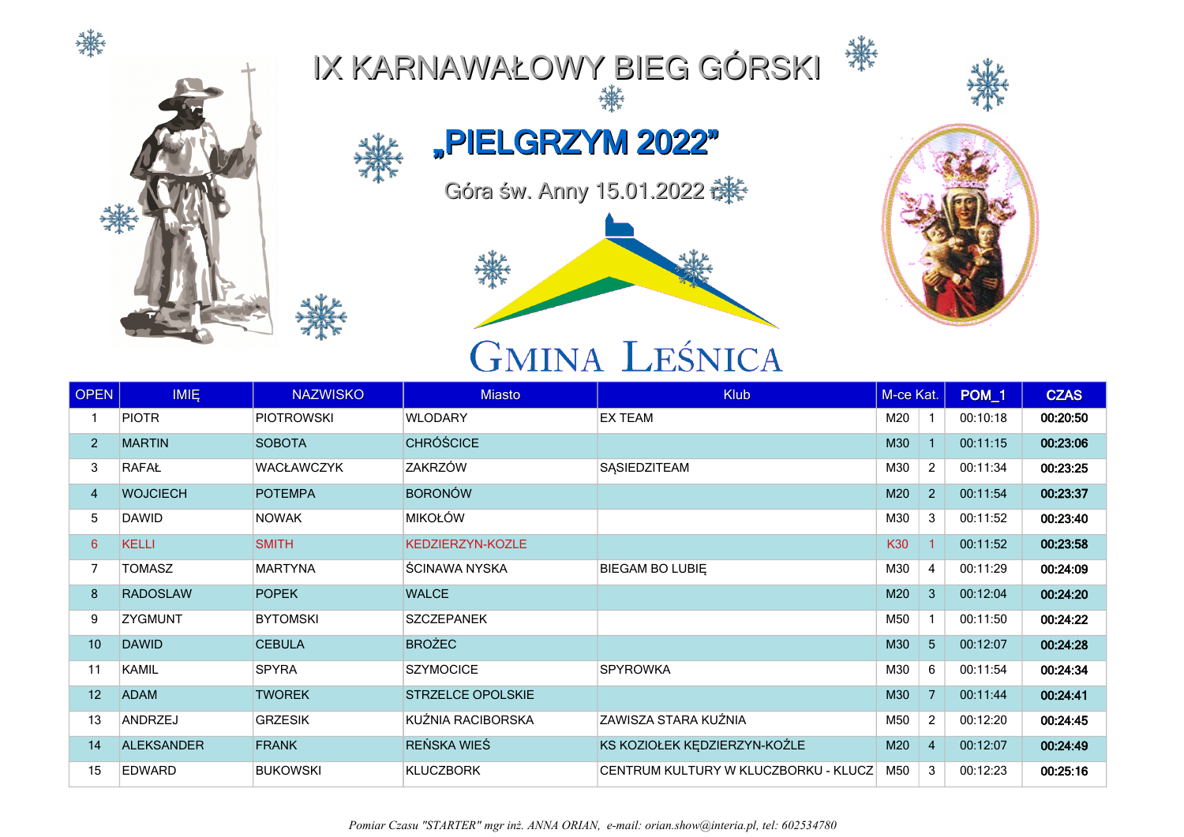# IX KARNAWAŁOWY BIEG GÓRSKI

## „PIELGRZYM 2022"

Góra św. Anny 15.01.2022

GMINA LEŚNICA

| OPEN | IMIĘ | NAZWISKO | Miasto | Klub | M-ce Kat. | | POM_1 | CZAS |
|---|---|---|---|---|---|---|---|---|
| 1 | PIOTR | PIOTROWSKI | WLODARY | EX TEAM | M20 | 1 | 00:10:18 | **00:20:50** |
| 2 | MARTIN | SOBOTA | CHRÓŚCICE | | M30 | 1 | 00:11:15 | **00:23:06** |
| 3 | RAFAŁ | WACŁAWCZYK | ZAKRZÓW | SĄSIEDZITEAM | M30 | 2 | 00:11:34 | **00:23:25** |
| 4 | WOJCIECH | POTEMPA | BORONÓW | | M20 | 2 | 00:11:54 | **00:23:37** |
| 5 | DAWID | NOWAK | MIKOŁÓW | | M30 | 3 | 00:11:52 | **00:23:40** |
| 6 | KELLI | SMITH | KEDZIERZYN-KOZLE | | K30 | 1 | 00:11:52 | **00:23:58** |
| 7 | TOMASZ | MARTYNA | ŚCINAWA NYSKA | BIEGAM BO LUBIĘ | M30 | 4 | 00:11:29 | **00:24:09** |
| 8 | RADOSLAW | POPEK | WALCE | | M20 | 3 | 00:12:04 | **00:24:20** |
| 9 | ZYGMUNT | BYTOMSKI | SZCZEPANEK | | M50 | 1 | 00:11:50 | **00:24:22** |
| 10 | DAWID | CEBULA | BROŻEC | | M30 | 5 | 00:12:07 | **00:24:28** |
| 11 | KAMIL | SPYRA | SZYMOCICE | SPYROWKA | M30 | 6 | 00:11:54 | **00:24:34** |
| 12 | ADAM | TWOREK | STRZELCE OPOLSKIE | | M30 | 7 | 00:11:44 | **00:24:41** |
| 13 | ANDRZEJ | GRZESIK | KUŹNIA RACIBORSKA | ZAWISZA STARA KUŹNIA | M50 | 2 | 00:12:20 | **00:24:45** |
| 14 | ALEKSANDER | FRANK | REŃSKA WIEŚ | KS KOZIOŁEK KĘDZIERZYN-KOŹLE | M20 | 4 | 00:12:07 | **00:24:49** |
| 15 | EDWARD | BUKOWSKI | KLUCZBORK | CENTRUM KULTURY W KLUCZBORKU - KLUCZ | M50 | 3 | 00:12:23 | **00:25:16** |

*Pomiar Czasu "STARTER" mgr inż. ANNA ORIAN, e-mail: orian.show@interia.pl, tel: 602534780*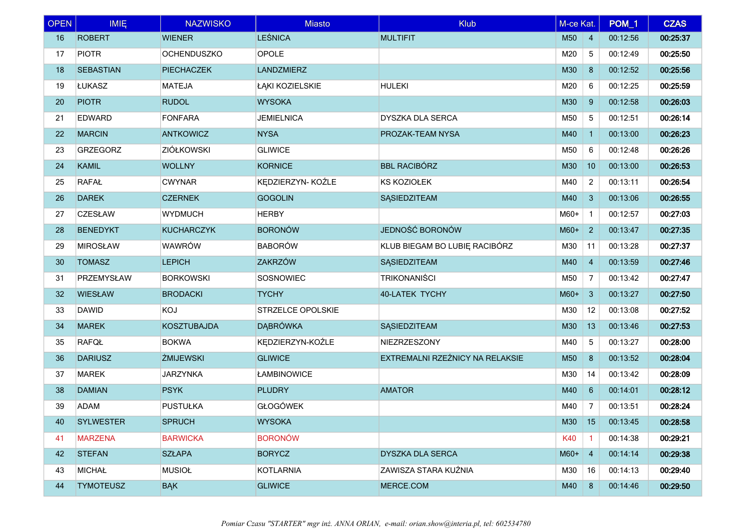| OPEN | IMIĘ | NAZWISKO | Miasto | Klub | M-ce Kat. | | POM_1 | CZAS |
|---|---|---|---|---|---|---|---|---|
| 16 | ROBERT | WIENER | LEŚNICA | MULTIFIT | M50 | 4 | 00:12:56 | **00:25:37** |
| 17 | PIOTR | OCHENDUSZKO | OPOLE | | M20 | 5 | 00:12:49 | **00:25:50** |
| 18 | SEBASTIAN | PIECHACZEK | LANDZMIERZ | | M30 | 8 | 00:12:52 | **00:25:56** |
| 19 | ŁUKASZ | MATEJA | ŁĄKI KOZIELSKIE | HULEKI | M20 | 6 | 00:12:25 | **00:25:59** |
| 20 | PIOTR | RUDOL | WYSOKA | | M30 | 9 | 00:12:58 | **00:26:03** |
| 21 | EDWARD | FONFARA | JEMIELNICA | DYSZKA DLA SERCA | M50 | 5 | 00:12:51 | **00:26:14** |
| 22 | MARCIN | ANTKOWICZ | NYSA | PROZAK-TEAM NYSA | M40 | 1 | 00:13:00 | **00:26:23** |
| 23 | GRZEGORZ | ZIÓŁKOWSKI | GLIWICE | | M50 | 6 | 00:12:48 | **00:26:26** |
| 24 | KAMIL | WOLLNY | KORNICE | BBL RACIBÓRZ | M30 | 10 | 00:13:00 | **00:26:53** |
| 25 | RAFAŁ | CWYNAR | KĘDZIERZYN- KOŹLE | KS KOZIOŁEK | M40 | 2 | 00:13:11 | **00:26:54** |
| 26 | DAREK | CZERNEK | GOGOLIN | SĄSIEDZITEAM | M40 | 3 | 00:13:06 | **00:26:55** |
| 27 | CZESŁAW | WYDMUCH | HERBY | | M60+ | 1 | 00:12:57 | **00:27:03** |
| 28 | BENEDYKT | KUCHARCZYK | BORONÓW | JEDNOŚĆ BORONÓW | M60+ | 2 | 00:13:47 | **00:27:35** |
| 29 | MIROSŁAW | WAWRÓW | BABORÓW | KLUB BIEGAM BO LUBIĘ RACIBÓRZ | M30 | 11 | 00:13:28 | **00:27:37** |
| 30 | TOMASZ | LEPICH | ZAKRZÓW | SĄSIEDZITEAM | M40 | 4 | 00:13:59 | **00:27:46** |
| 31 | PRZEMYSŁAW | BORKOWSKI | SOSNOWIEC | TRIKONANIŚCI | M50 | 7 | 00:13:42 | **00:27:47** |
| 32 | WIESŁAW | BRODACKI | TYCHY | 40-LATEK TYCHY | M60+ | 3 | 00:13:27 | **00:27:50** |
| 33 | DAWID | KOJ | STRZELCE OPOLSKIE | | M30 | 12 | 00:13:08 | **00:27:52** |
| 34 | MAREK | KOSZTUBAJDA | DĄBRÓWKA | SĄSIEDZITEAM | M30 | 13 | 00:13:46 | **00:27:53** |
| 35 | RAFQŁ | BOKWA | KĘDZIERZYN-KOŹLE | NIEZRZESZONY | M40 | 5 | 00:13:27 | **00:28:00** |
| 36 | DARIUSZ | ŻMIJEWSKI | GLIWICE | EXTREMALNI RZEŹNICY NA RELAKSIE | M50 | 8 | 00:13:52 | **00:28:04** |
| 37 | MAREK | JARZYNKA | ŁAMBINOWICE | | M30 | 14 | 00:13:42 | **00:28:09** |
| 38 | DAMIAN | PSYK | PLUDRY | AMATOR | M40 | 6 | 00:14:01 | **00:28:12** |
| 39 | ADAM | PUSTUŁKA | GŁOGÓWEK | | M40 | 7 | 00:13:51 | **00:28:24** |
| 40 | SYLWESTER | SPRUCH | WYSOKA | | M30 | 15 | 00:13:45 | **00:28:58** |
| 41 | MARZENA | BARWICKA | BORONÓW | | K40 | 1 | 00:14:38 | **00:29:21** |
| 42 | STEFAN | SZŁAPA | BORYCZ | DYSZKA DLA SERCA | M60+ | 4 | 00:14:14 | **00:29:38** |
| 43 | MICHAŁ | MUSIOŁ | KOTLARNIA | ZAWISZA STARA KUŹNIA | M30 | 16 | 00:14:13 | **00:29:40** |
| 44 | TYMOTEUSZ | BĄK | GLIWICE | MERCE.COM | M40 | 8 | 00:14:46 | **00:29:50** |

*Pomiar Czasu "STARTER" mgr inż. ANNA ORIAN, e-mail: orian.show@interia.pl, tel: 602534780*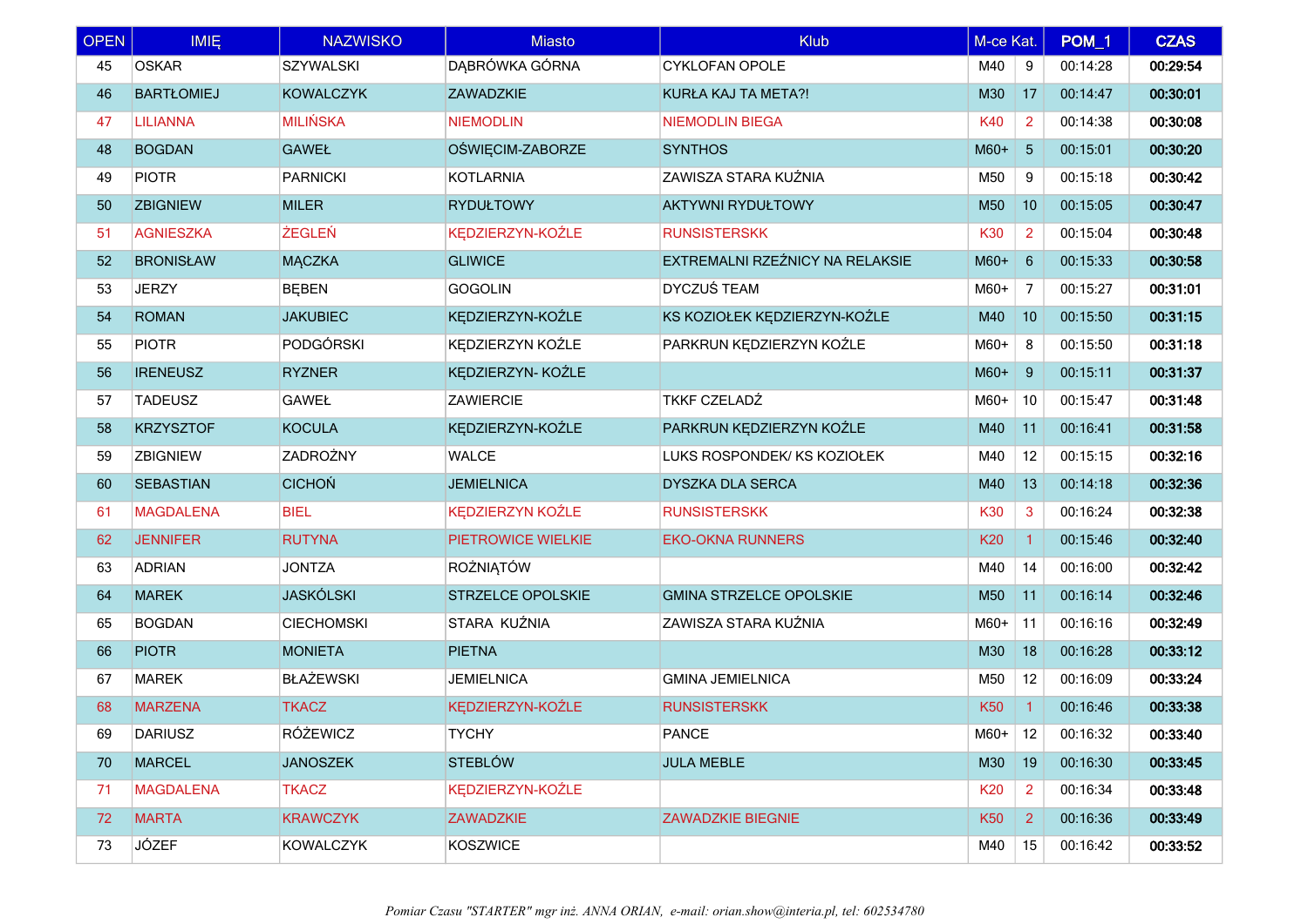| OPEN | IMIĘ | NAZWISKO | Miasto | Klub | M-ce Kat. | | POM_1 | CZAS |
|---|---|---|---|---|---|---|---|---|
| 45 | OSKAR | SZYWALSKI | DĄBRÓWKA GÓRNA | CYKLOFAN OPOLE | M40 | 9 | 00:14:28 | **00:29:54** |
| 46 | BARTŁOMIEJ | KOWALCZYK | ZAWADZKIE | KURŁA KAJ TA META?! | M30 | 17 | 00:14:47 | **00:30:01** |
| 47 | LILIANNA | MILIŃSKA | NIEMODLIN | NIEMODLIN BIEGA | K40 | 2 | 00:14:38 | **00:30:08** |
| 48 | BOGDAN | GAWEŁ | OŚWIĘCIM-ZABORZE | SYNTHOS | M60+ | 5 | 00:15:01 | **00:30:20** |
| 49 | PIOTR | PARNICKI | KOTLARNIA | ZAWISZA STARA KUŹNIA | M50 | 9 | 00:15:18 | **00:30:42** |
| 50 | ZBIGNIEW | MILER | RYDUŁTOWY | AKTYWNI RYDUŁTOWY | M50 | 10 | 00:15:05 | **00:30:47** |
| 51 | AGNIESZKA | ŻEGLEŃ | KĘDZIERZYN-KOŹLE | RUNSISTERSKK | K30 | 2 | 00:15:04 | **00:30:48** |
| 52 | BRONISŁAW | MĄCZKA | GLIWICE | EXTREMALNI RZEŹNICY NA RELAKSIE | M60+ | 6 | 00:15:33 | **00:30:58** |
| 53 | JERZY | BĘBEN | GOGOLIN | DYCZUŚ TEAM | M60+ | 7 | 00:15:27 | **00:31:01** |
| 54 | ROMAN | JAKUBIEC | KĘDZIERZYN-KOŹLE | KS KOZIOŁEK KĘDZIERZYN-KOŹLE | M40 | 10 | 00:15:50 | **00:31:15** |
| 55 | PIOTR | PODGÓRSKI | KĘDZIERZYN KOŹLE | PARKRUN KĘDZIERZYN KOŹLE | M60+ | 8 | 00:15:50 | **00:31:18** |
| 56 | IRENEUSZ | RYZNER | KĘDZIERZYN- KOŹLE | | M60+ | 9 | 00:15:11 | **00:31:37** |
| 57 | TADEUSZ | GAWEŁ | ZAWIERCIE | TKKF CZELADŹ | M60+ | 10 | 00:15:47 | **00:31:48** |
| 58 | KRZYSZTOF | KOCULA | KĘDZIERZYN-KOŹLE | PARKRUN KĘDZIERZYN KOŹLE | M40 | 11 | 00:16:41 | **00:31:58** |
| 59 | ZBIGNIEW | ZADROŻNY | WALCE | LUKS ROSPONDEK/ KS KOZIOŁEK | M40 | 12 | 00:15:15 | **00:32:16** |
| 60 | SEBASTIAN | CICHOŃ | JEMIELNICA | DYSZKA DLA SERCA | M40 | 13 | 00:14:18 | **00:32:36** |
| 61 | MAGDALENA | BIEL | KĘDZIERZYN KOŹLE | RUNSISTERSKK | K30 | 3 | 00:16:24 | **00:32:38** |
| 62 | JENNIFER | RUTYNA | PIETROWICE WIELKIE | EKO-OKNA RUNNERS | K20 | 1 | 00:15:46 | **00:32:40** |
| 63 | ADRIAN | JONTZA | ROŻNIĄTÓW | | M40 | 14 | 00:16:00 | **00:32:42** |
| 64 | MAREK | JASKÓLSKI | STRZELCE OPOLSKIE | GMINA STRZELCE OPOLSKIE | M50 | 11 | 00:16:14 | **00:32:46** |
| 65 | BOGDAN | CIECHOMSKI | STARA KUŹNIA | ZAWISZA STARA KUŹNIA | M60+ | 11 | 00:16:16 | **00:32:49** |
| 66 | PIOTR | MONIETA | PIETNA | | M30 | 18 | 00:16:28 | **00:33:12** |
| 67 | MAREK | BŁAŻEWSKI | JEMIELNICA | GMINA JEMIELNICA | M50 | 12 | 00:16:09 | **00:33:24** |
| 68 | MARZENA | TKACZ | KĘDZIERZYN-KOŹLE | RUNSISTERSKK | K50 | 1 | 00:16:46 | **00:33:38** |
| 69 | DARIUSZ | RÓŻEWICZ | TYCHY | PANCE | M60+ | 12 | 00:16:32 | **00:33:40** |
| 70 | MARCEL | JANOSZEK | STEBLÓW | JULA MEBLE | M30 | 19 | 00:16:30 | **00:33:45** |
| 71 | MAGDALENA | TKACZ | KĘDZIERZYN-KOŹLE | | K20 | 2 | 00:16:34 | **00:33:48** |
| 72 | MARTA | KRAWCZYK | ZAWADZKIE | ZAWADZKIE BIEGNIE | K50 | 2 | 00:16:36 | **00:33:49** |
| 73 | JÓZEF | KOWALCZYK | KOSZWICE | | M40 | 15 | 00:16:42 | **00:33:52** |

*Pomiar Czasu "STARTER" mgr inż. ANNA ORIAN, e-mail: orian.show@interia.pl, tel: 602534780*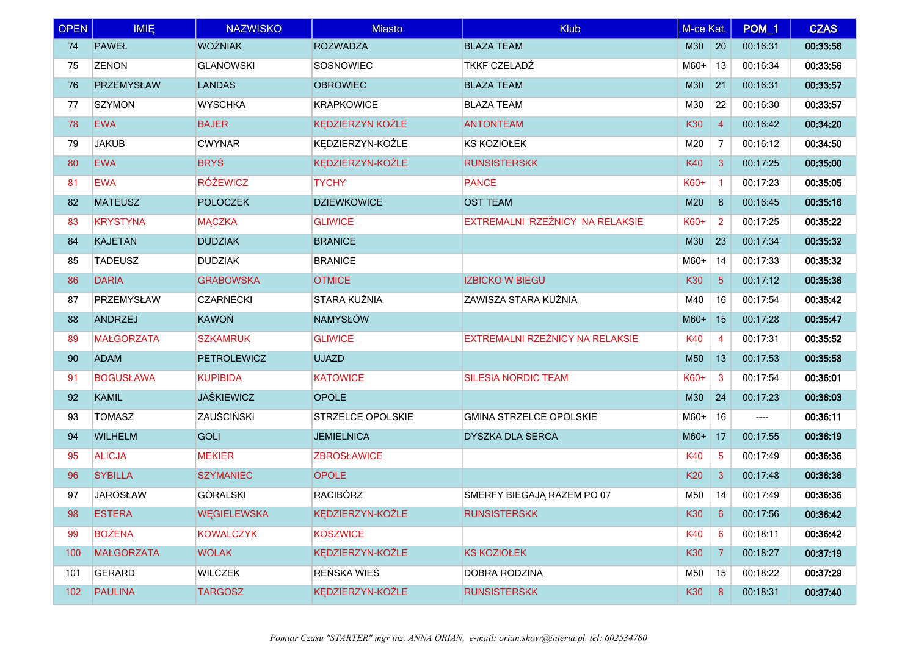| OPEN | IMIĘ | NAZWISKO | Miasto | Klub | M-ce Kat. | | POM_1 | CZAS |
|---|---|---|---|---|---|---|---|---|
| 74 | PAWEŁ | WOŹNIAK | ROZWADZA | BLAZA TEAM | M30 | 20 | 00:16:31 | **00:33:56** |
| 75 | ZENON | GLANOWSKI | SOSNOWIEC | TKKF CZELADŹ | M60+ | 13 | 00:16:34 | **00:33:56** |
| 76 | PRZEMYSŁAW | LANDAS | OBROWIEC | BLAZA TEAM | M30 | 21 | 00:16:31 | **00:33:57** |
| 77 | SZYMON | WYSCHKA | KRAPKOWICE | BLAZA TEAM | M30 | 22 | 00:16:30 | **00:33:57** |
| 78 | EWA | BAJER | KĘDZIERZYN KOŹLE | ANTONTEAM | K30 | 4 | 00:16:42 | **00:34:20** |
| 79 | JAKUB | CWYNAR | KĘDZIERZYN-KOŹLE | KS KOZIOŁEK | M20 | 7 | 00:16:12 | **00:34:50** |
| 80 | EWA | BRYŚ | KĘDZIERZYN-KOŹLE | RUNSISTERSKK | K40 | 3 | 00:17:25 | **00:35:00** |
| 81 | EWA | RÓŻEWICZ | TYCHY | PANCE | K60+ | 1 | 00:17:23 | **00:35:05** |
| 82 | MATEUSZ | POLOCZEK | DZIEWKOWICE | OST TEAM | M20 | 8 | 00:16:45 | **00:35:16** |
| 83 | KRYSTYNA | MĄCZKA | GLIWICE | EXTREMALNI RZEŹNICY NA RELAKSIE | K60+ | 2 | 00:17:25 | **00:35:22** |
| 84 | KAJETAN | DUDZIAK | BRANICE | | M30 | 23 | 00:17:34 | **00:35:32** |
| 85 | TADEUSZ | DUDZIAK | BRANICE | | M60+ | 14 | 00:17:33 | **00:35:32** |
| 86 | DARIA | GRABOWSKA | OTMICE | IZBICKO W BIEGU | K30 | 5 | 00:17:12 | **00:35:36** |
| 87 | PRZEMYSŁAW | CZARNECKI | STARA KUŹNIA | ZAWISZA STARA KUŹNIA | M40 | 16 | 00:17:54 | **00:35:42** |
| 88 | ANDRZEJ | KAWOŃ | NAMYSŁÓW | | M60+ | 15 | 00:17:28 | **00:35:47** |
| 89 | MAŁGORZATA | SZKAMRUK | GLIWICE | EXTREMALNI RZEŹNICY NA RELAKSIE | K40 | 4 | 00:17:31 | **00:35:52** |
| 90 | ADAM | PETROLEWICZ | UJAZD | | M50 | 13 | 00:17:53 | **00:35:58** |
| 91 | BOGUSŁAWA | KUPIBIDA | KATOWICE | SILESIA NORDIC TEAM | K60+ | 3 | 00:17:54 | **00:36:01** |
| 92 | KAMIL | JAŚKIEWICZ | OPOLE | | M30 | 24 | 00:17:23 | **00:36:03** |
| 93 | TOMASZ | ZAUŚCIŃSKI | STRZELCE OPOLSKIE | GMINA STRZELCE OPOLSKIE | M60+ | 16 | ---- | **00:36:11** |
| 94 | WILHELM | GOLI | JEMIELNICA | DYSZKA DLA SERCA | M60+ | 17 | 00:17:55 | **00:36:19** |
| 95 | ALICJA | MEKIER | ZBROSŁAWICE | | K40 | 5 | 00:17:49 | **00:36:36** |
| 96 | SYBILLA | SZYMANIEC | OPOLE | | K20 | 3 | 00:17:48 | **00:36:36** |
| 97 | JAROSŁAW | GÓRALSKI | RACIBÓRZ | SMERFY BIEGAJĄ RAZEM PO 07 | M50 | 14 | 00:17:49 | **00:36:36** |
| 98 | ESTERA | WĘGIELEWSKA | KĘDZIERZYN-KOŹLE | RUNSISTERSKK | K30 | 6 | 00:17:56 | **00:36:42** |
| 99 | BOŻENA | KOWALCZYK | KOSZWICE | | K40 | 6 | 00:18:11 | **00:36:42** |
| 100 | MAŁGORZATA | WOLAK | KĘDZIERZYN-KOŹLE | KS KOZIOŁEK | K30 | 7 | 00:18:27 | **00:37:19** |
| 101 | GERARD | WILCZEK | REŃSKA WIEŚ | DOBRA RODZINA | M50 | 15 | 00:18:22 | **00:37:29** |
| 102 | PAULINA | TARGOSZ | KĘDZIERZYN-KOŹLE | RUNSISTERSKK | K30 | 8 | 00:18:31 | **00:37:40** |

*Pomiar Czasu "STARTER" mgr inż. ANNA ORIAN, e-mail: orian.show@interia.pl, tel: 602534780*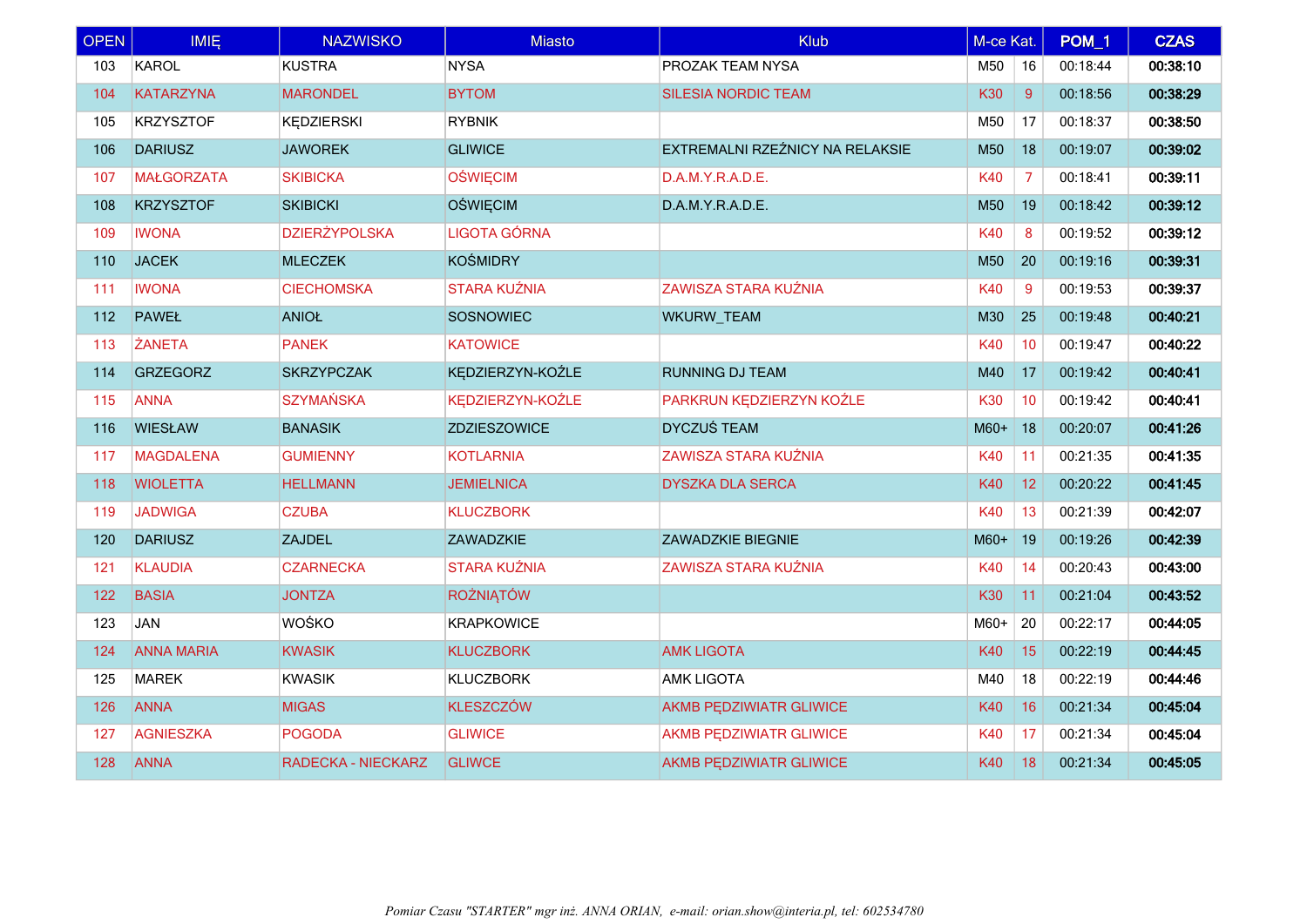| OPEN | IMIĘ | NAZWISKO | Miasto | Klub | M-ce Kat. | | POM_1 | CZAS |
|---|---|---|---|---|---|---|---|---|
| 103 | KAROL | KUSTRA | NYSA | PROZAK TEAM NYSA | M50 | 16 | 00:18:44 | **00:38:10** |
| 104 | KATARZYNA | MARONDEL | BYTOM | SILESIA NORDIC TEAM | K30 | 9 | 00:18:56 | **00:38:29** |
| 105 | KRZYSZTOF | KĘDZIERSKI | RYBNIK | | M50 | 17 | 00:18:37 | **00:38:50** |
| 106 | DARIUSZ | JAWOREK | GLIWICE | EXTREMALNI RZEŹNICY NA RELAKSIE | M50 | 18 | 00:19:07 | **00:39:02** |
| 107 | MAŁGORZATA | SKIBICKA | OŚWIĘCIM | D.A.M.Y.R.A.D.E. | K40 | 7 | 00:18:41 | **00:39:11** |
| 108 | KRZYSZTOF | SKIBICKI | OŚWIĘCIM | D.A.M.Y.R.A.D.E. | M50 | 19 | 00:18:42 | **00:39:12** |
| 109 | IWONA | DZIERŻYPOLSKA | LIGOTA GÓRNA | | K40 | 8 | 00:19:52 | **00:39:12** |
| 110 | JACEK | MLECZEK | KOŚMIDRY | | M50 | 20 | 00:19:16 | **00:39:31** |
| 111 | IWONA | CIECHOMSKA | STARA KUŹNIA | ZAWISZA STARA KUŹNIA | K40 | 9 | 00:19:53 | **00:39:37** |
| 112 | PAWEŁ | ANIOŁ | SOSNOWIEC | WKURW_TEAM | M30 | 25 | 00:19:48 | **00:40:21** |
| 113 | ŻANETA | PANEK | KATOWICE | | K40 | 10 | 00:19:47 | **00:40:22** |
| 114 | GRZEGORZ | SKRZYPCZAK | KĘDZIERZYN-KOŹLE | RUNNING DJ TEAM | M40 | 17 | 00:19:42 | **00:40:41** |
| 115 | ANNA | SZYMAŃSKA | KĘDZIERZYN-KOŹLE | PARKRUN KĘDZIERZYN KOŹLE | K30 | 10 | 00:19:42 | **00:40:41** |
| 116 | WIESŁAW | BANASIK | ZDZIESZOWICE | DYCZUŚ TEAM | M60+ | 18 | 00:20:07 | **00:41:26** |
| 117 | MAGDALENA | GUMIENNY | KOTLARNIA | ZAWISZA STARA KUŹNIA | K40 | 11 | 00:21:35 | **00:41:35** |
| 118 | WIOLETTA | HELLMANN | JEMIELNICA | DYSZKA DLA SERCA | K40 | 12 | 00:20:22 | **00:41:45** |
| 119 | JADWIGA | CZUBA | KLUCZBORK | | K40 | 13 | 00:21:39 | **00:42:07** |
| 120 | DARIUSZ | ZAJDEL | ZAWADZKIE | ZAWADZKIE BIEGNIE | M60+ | 19 | 00:19:26 | **00:42:39** |
| 121 | KLAUDIA | CZARNECKA | STARA KUŹNIA | ZAWISZA STARA KUŹNIA | K40 | 14 | 00:20:43 | **00:43:00** |
| 122 | BASIA | JONTZA | ROŹNIĄTÓW | | K30 | 11 | 00:21:04 | **00:43:52** |
| 123 | JAN | WOŚKO | KRAPKOWICE | | M60+ | 20 | 00:22:17 | **00:44:05** |
| 124 | ANNA MARIA | KWASIK | KLUCZBORK | AMK LIGOTA | K40 | 15 | 00:22:19 | **00:44:45** |
| 125 | MAREK | KWASIK | KLUCZBORK | AMK LIGOTA | M40 | 18 | 00:22:19 | **00:44:46** |
| 126 | ANNA | MIGAS | KLESZCZÓW | AKMB PĘDZIWIATR GLIWICE | K40 | 16 | 00:21:34 | **00:45:04** |
| 127 | AGNIESZKA | POGODA | GLIWICE | AKMB PĘDZIWIATR GLIWICE | K40 | 17 | 00:21:34 | **00:45:04** |
| 128 | ANNA | RADECKA - NIECKARZ | GLIWCE | AKMB PĘDZIWIATR GLIWICE | K40 | 18 | 00:21:34 | **00:45:05** |